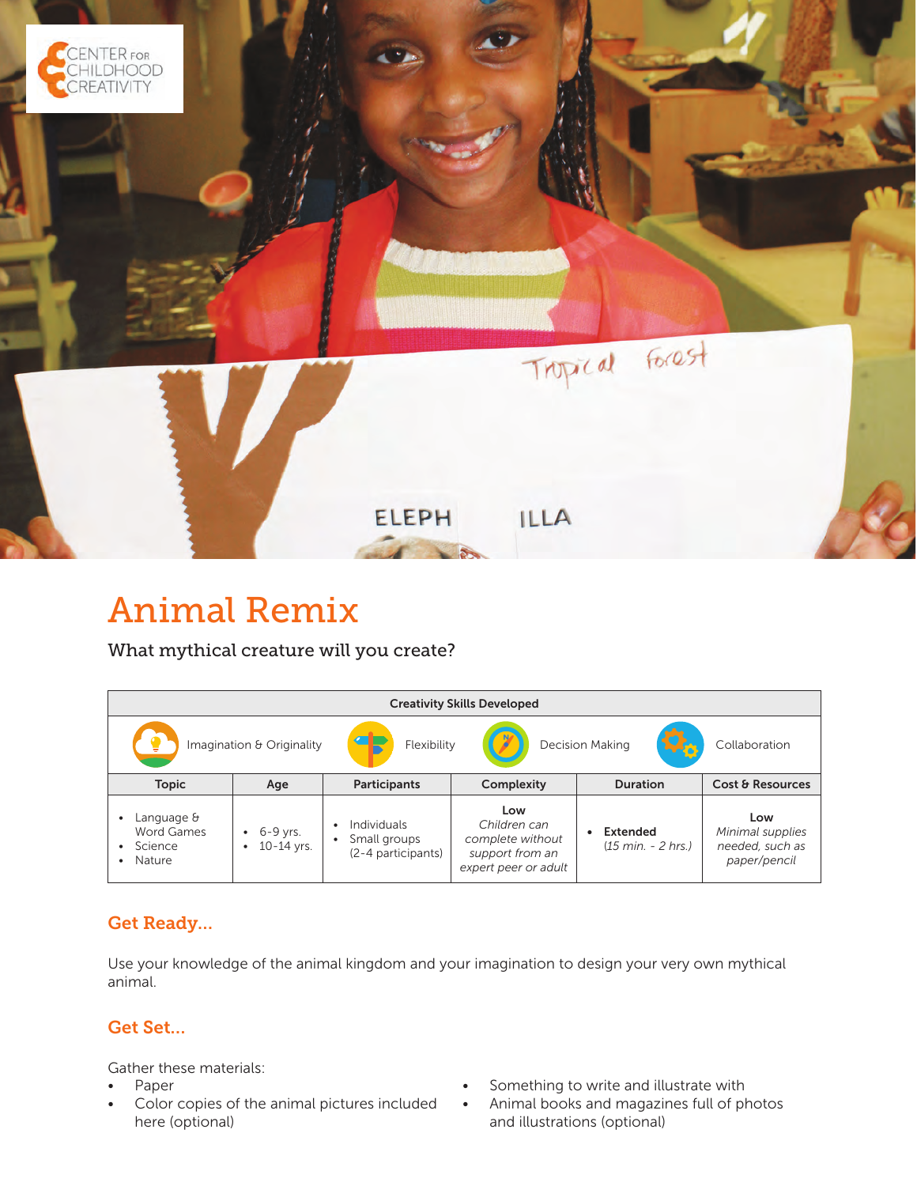# Animal Remix

What mythical creature will you create?

| Creativity Skills Developed | | | | | |
|---|---|---|---|---|---|
| Imagination & Originality | Flexibility | Decision Making | Collaboration | | |
| **Topic** | **Age** | **Participants** | **Complexity** | **Duration** | **Cost & Resources** |
| • Language & Word Games<br>• Science<br>• Nature | • 6-9 yrs.<br>• 10-14 yrs. | • Individuals<br>• Small groups (2-4 participants) | **Low**<br>*Children can complete without support from an expert peer or adult* | • **Extended** *(15 min. - 2 hrs.)* | **Low**<br>*Minimal supplies needed, such as paper/pencil* |

## Get Ready...

Use your knowledge of the animal kingdom and your imagination to design your very own mythical animal.

## Get Set...

Gather these materials:

- Paper
- Color copies of the animal pictures included here (optional)
- Something to write and illustrate with
- Animal books and magazines full of photos and illustrations (optional)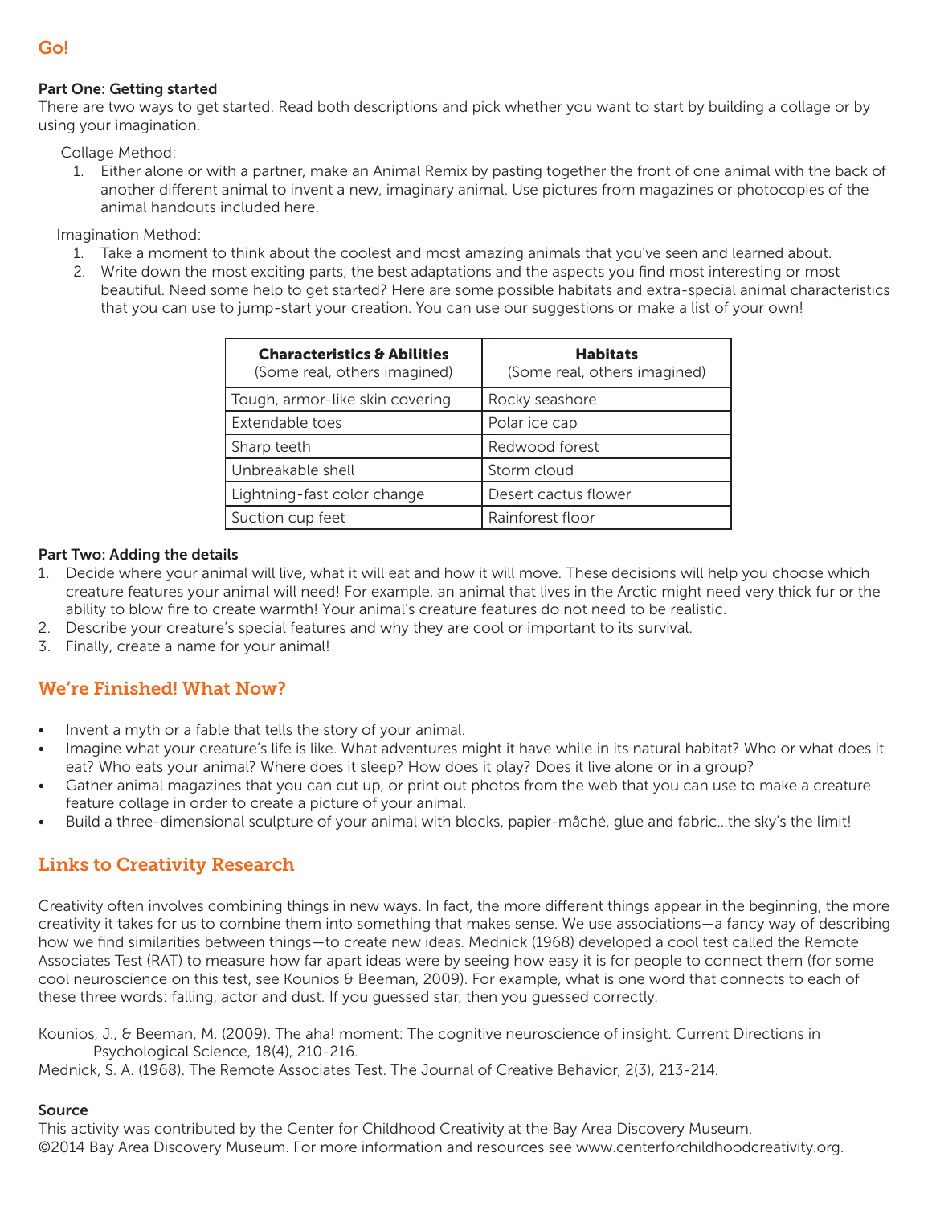## Go!

**Part One: Getting started**

There are two ways to get started. Read both descriptions and pick whether you want to start by building a collage or by using your imagination.

Collage Method:

1. Either alone or with a partner, make an Animal Remix by pasting together the front of one animal with the back of another different animal to invent a new, imaginary animal. Use pictures from magazines or photocopies of the animal handouts included here.

Imagination Method:

1. Take a moment to think about the coolest and most amazing animals that you've seen and learned about.
2. Write down the most exciting parts, the best adaptations and the aspects you find most interesting or most beautiful. Need some help to get started? Here are some possible habitats and extra-special animal characteristics that you can use to jump-start your creation. You can use our suggestions or make a list of your own!

| **Characteristics & Abilities** (Some real, others imagined) | **Habitats** (Some real, others imagined) |
| --- | --- |
| Tough, armor-like skin covering | Rocky seashore |
| Extendable toes | Polar ice cap |
| Sharp teeth | Redwood forest |
| Unbreakable shell | Storm cloud |
| Lightning-fast color change | Desert cactus flower |
| Suction cup feet | Rainforest floor |

**Part Two: Adding the details**

1. Decide where your animal will live, what it will eat and how it will move. These decisions will help you choose which creature features your animal will need! For example, an animal that lives in the Arctic might need very thick fur or the ability to blow fire to create warmth! Your animal's creature features do not need to be realistic.
2. Describe your creature's special features and why they are cool or important to its survival.
3. Finally, create a name for your animal!

## We're Finished! What Now?

- Invent a myth or a fable that tells the story of your animal.
- Imagine what your creature's life is like. What adventures might it have while in its natural habitat? Who or what does it eat? Who eats your animal? Where does it sleep? How does it play? Does it live alone or in a group?
- Gather animal magazines that you can cut up, or print out photos from the web that you can use to make a creature feature collage in order to create a picture of your animal.
- Build a three-dimensional sculpture of your animal with blocks, papier-mâché, glue and fabric…the sky's the limit!

## Links to Creativity Research

Creativity often involves combining things in new ways. In fact, the more different things appear in the beginning, the more creativity it takes for us to combine them into something that makes sense. We use associations—a fancy way of describing how we find similarities between things—to create new ideas. Mednick (1968) developed a cool test called the Remote Associates Test (RAT) to measure how far apart ideas were by seeing how easy it is for people to connect them (for some cool neuroscience on this test, see Kounios & Beeman, 2009). For example, what is one word that connects to each of these three words: falling, actor and dust. If you guessed star, then you guessed correctly.

Kounios, J., & Beeman, M. (2009). The aha! moment: The cognitive neuroscience of insight. Current Directions in Psychological Science, 18(4), 210-216.

Mednick, S. A. (1968). The Remote Associates Test. The Journal of Creative Behavior, 2(3), 213-214.

**Source**

This activity was contributed by the Center for Childhood Creativity at the Bay Area Discovery Museum.
©2014 Bay Area Discovery Museum. For more information and resources see www.centerforchildhoodcreativity.org.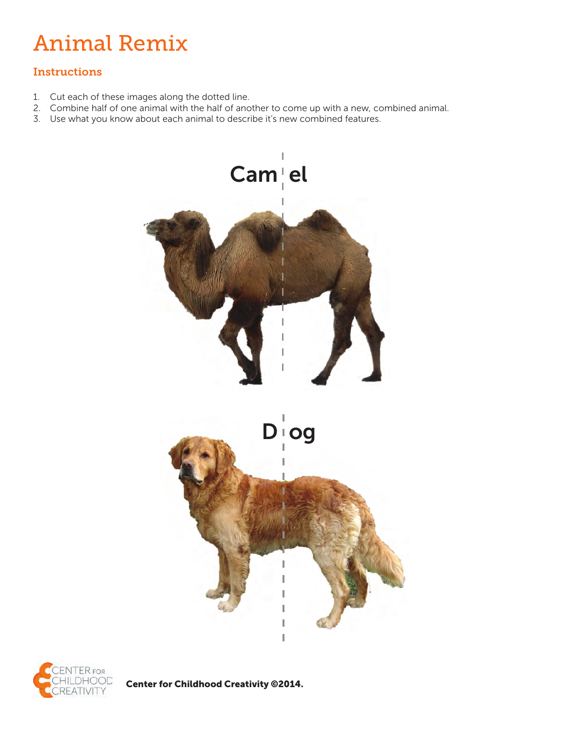# Animal Remix

## Instructions

1. Cut each of these images along the dotted line.
2. Combine half of one animal with the half of another to come up with a new, combined animal.
3. Use what you know about each animal to describe it's new combined features.

Cam | el

D | og

Center for Childhood Creativity ©2014.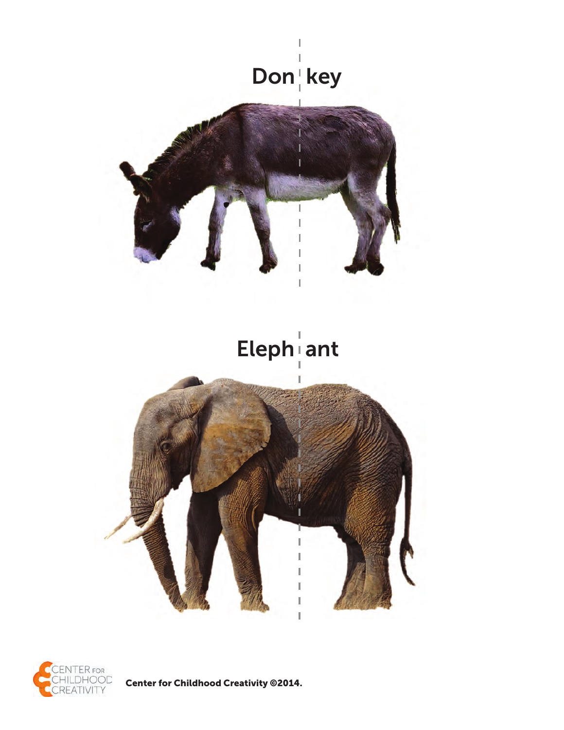Don key

Eleph ant

Center for Childhood Creativity ©2014.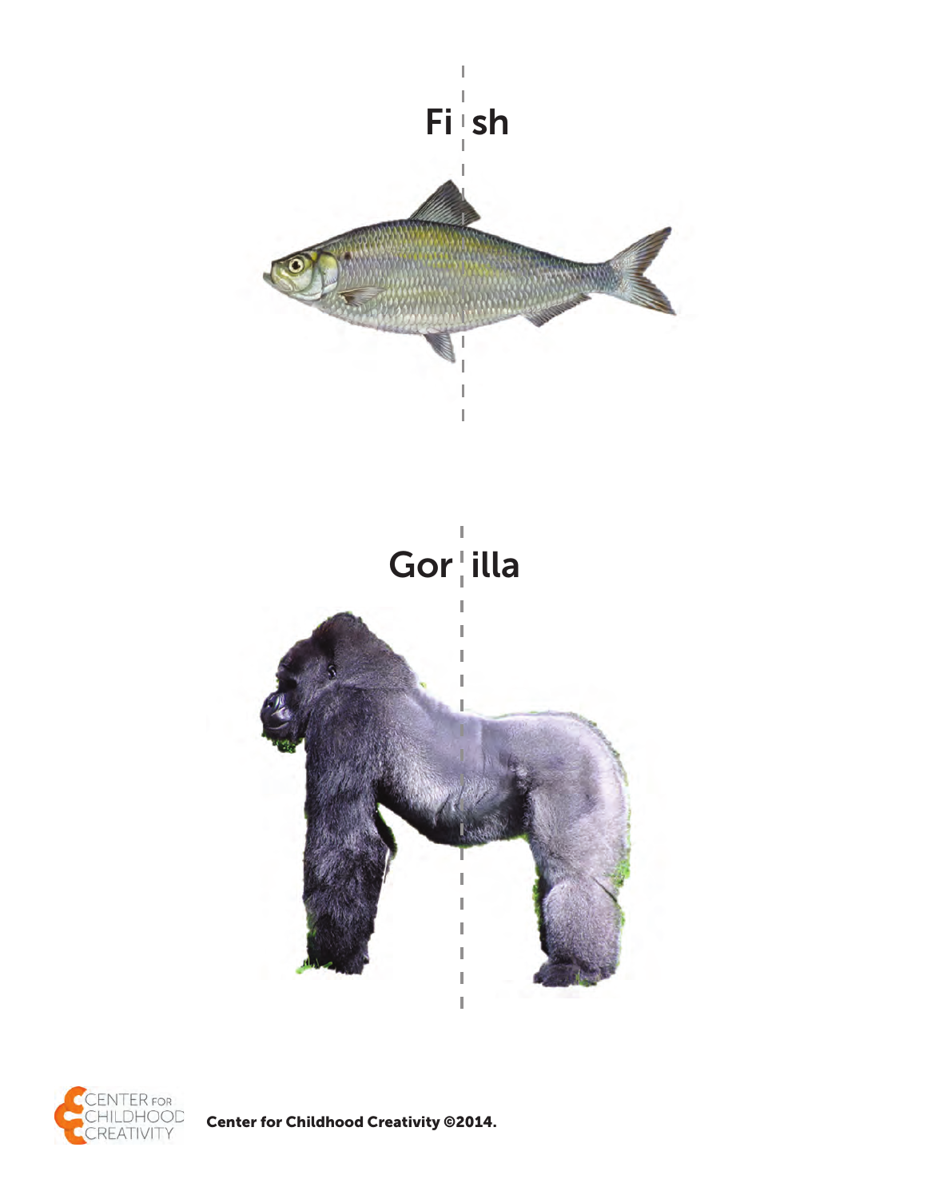Fi sh

Gor illa

Center for Childhood Creativity ©2014.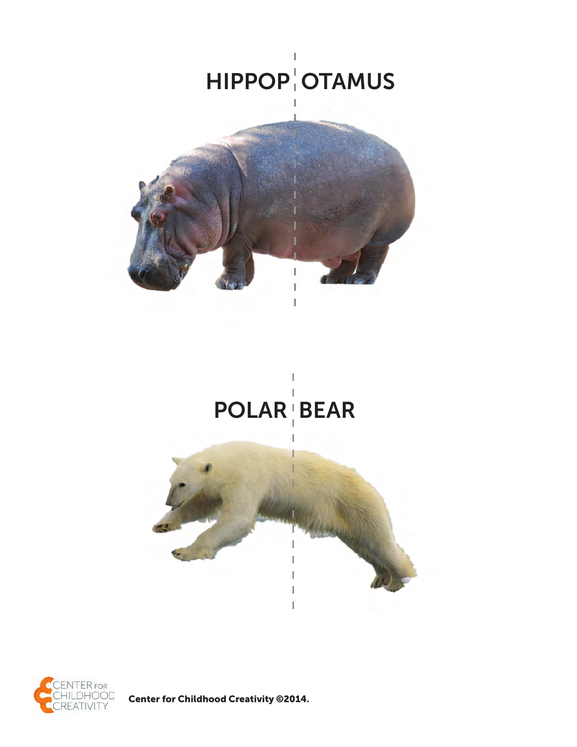HIPPOP OTAMUS

POLAR BEAR

Center for Childhood Creativity ©2014.